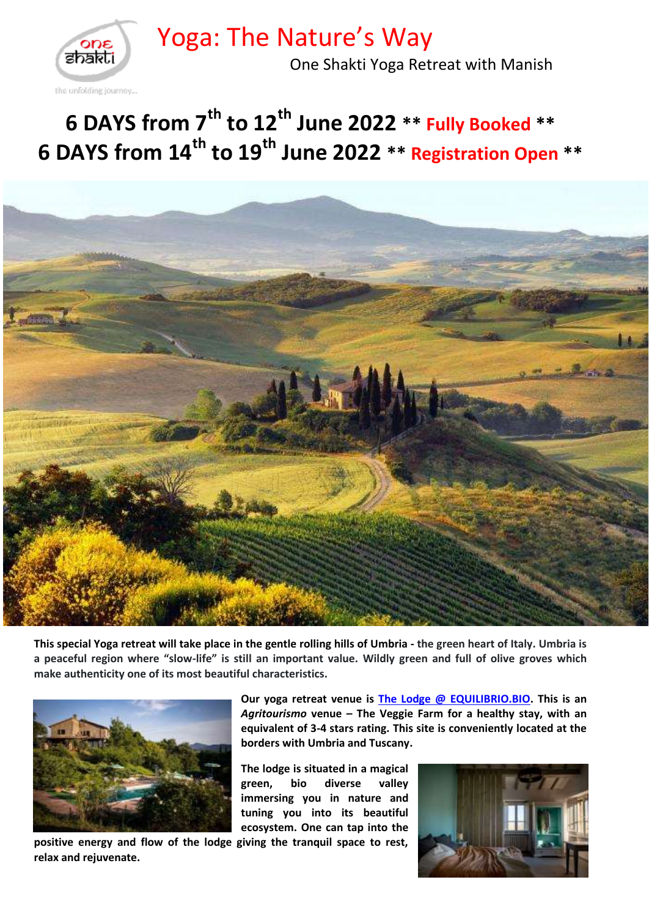# Yoga: The Nature's Way

One Shakti Yoga Retreat with Manish

## 6 DAYS from 7th to 12th June 2022 ** Fully Booked **
## 6 DAYS from 14th to 19th June 2022 ** Registration Open **

**This special Yoga retreat will take place in the gentle rolling hills of Umbria - the green heart of Italy. Umbria is a peaceful region where "slow-life" is still an important value. Wildly green and full of olive groves which make authenticity one of its most beautiful characteristics.**

**Our yoga retreat venue is [The Lodge @ EQUILIBRIO.BIO](). This is an *Agritourismo* venue – The Veggie Farm for a healthy stay, with an equivalent of 3-4 stars rating. This site is conveniently located at the borders with Umbria and Tuscany.**

**The lodge is situated in a magical green, bio diverse valley immersing you in nature and tuning you into its beautiful ecosystem. One can tap into the positive energy and flow of the lodge giving the tranquil space to rest, relax and rejuvenate.**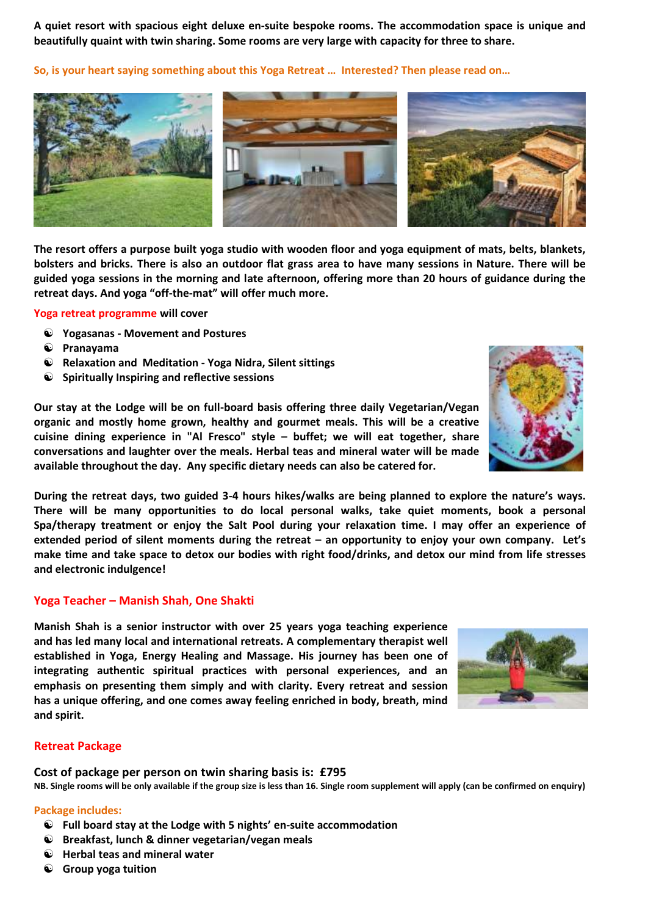**A quiet resort with spacious eight deluxe en-suite bespoke rooms. The accommodation space is unique and beautifully quaint with twin sharing. Some rooms are very large with capacity for three to share.**

**So, is your heart saying something about this Yoga Retreat … Interested? Then please read on…**

**The resort offers a purpose built yoga studio with wooden floor and yoga equipment of mats, belts, blankets, bolsters and bricks. There is also an outdoor flat grass area to have many sessions in Nature. There will be guided yoga sessions in the morning and late afternoon, offering more than 20 hours of guidance during the retreat days. And yoga "off-the-mat" will offer much more.**

**Yoga retreat programme will cover**

- **Yogasanas - Movement and Postures**
- **Pranayama**
- **Relaxation and Meditation - Yoga Nidra, Silent sittings**
- **Spiritually Inspiring and reflective sessions**

**Our stay at the Lodge will be on full-board basis offering three daily Vegetarian/Vegan organic and mostly home grown, healthy and gourmet meals. This will be a creative cuisine dining experience in "Al Fresco" style – buffet; we will eat together, share conversations and laughter over the meals. Herbal teas and mineral water will be made available throughout the day. Any specific dietary needs can also be catered for.**

**During the retreat days, two guided 3-4 hours hikes/walks are being planned to explore the nature's ways. There will be many opportunities to do local personal walks, take quiet moments, book a personal Spa/therapy treatment or enjoy the Salt Pool during your relaxation time. I may offer an experience of extended period of silent moments during the retreat – an opportunity to enjoy your own company. Let's make time and take space to detox our bodies with right food/drinks, and detox our mind from life stresses and electronic indulgence!**

## Yoga Teacher – Manish Shah, One Shakti

**Manish Shah is a senior instructor with over 25 years yoga teaching experience and has led many local and international retreats. A complementary therapist well established in Yoga, Energy Healing and Massage. His journey has been one of integrating authentic spiritual practices with personal experiences, and an emphasis on presenting them simply and with clarity. Every retreat and session has a unique offering, and one comes away feeling enriched in body, breath, mind and spirit.**

## Retreat Package

**Cost of package per person on twin sharing basis is: £795**

**NB. Single rooms will be only available if the group size is less than 16. Single room supplement will apply (can be confirmed on enquiry)**

**Package includes:**

- **Full board stay at the Lodge with 5 nights' en-suite accommodation**
- **Breakfast, lunch & dinner vegetarian/vegan meals**
- **Herbal teas and mineral water**
- **Group yoga tuition**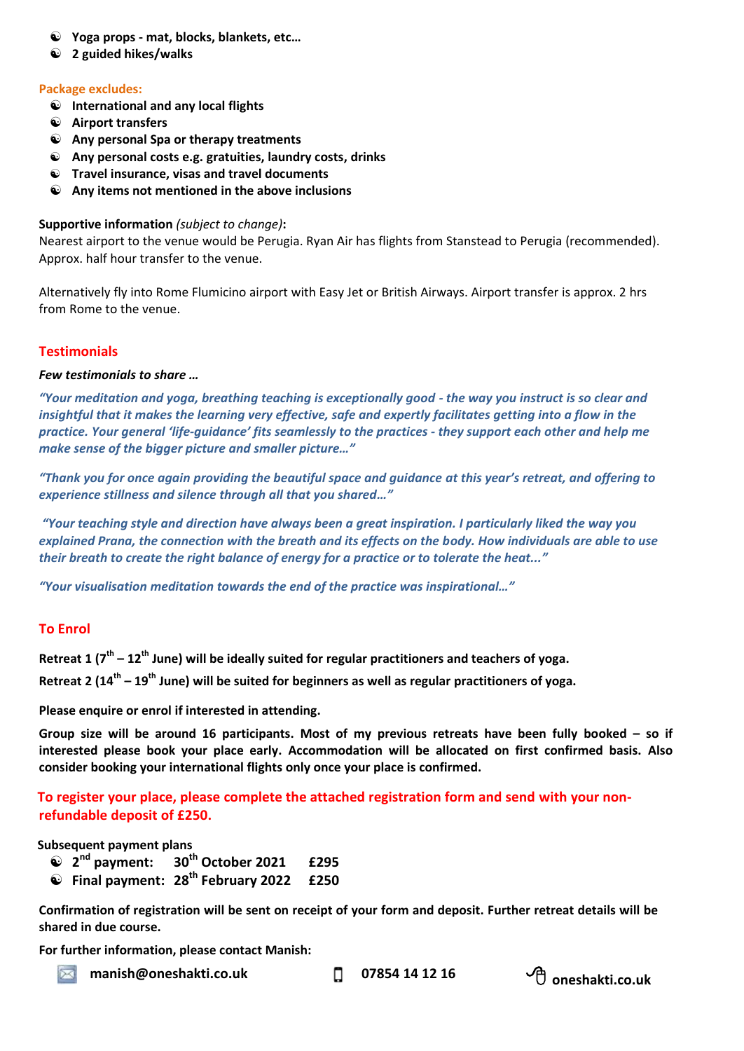- **Yoga props - mat, blocks, blankets, etc…**
- **2 guided hikes/walks**

**Package excludes:**

- **International and any local flights**
- **Airport transfers**
- **Any personal Spa or therapy treatments**
- **Any personal costs e.g. gratuities, laundry costs, drinks**
- **Travel insurance, visas and travel documents**
- **Any items not mentioned in the above inclusions**

**Supportive information** *(subject to change)***:**
Nearest airport to the venue would be Perugia. Ryan Air has flights from Stanstead to Perugia (recommended). Approx. half hour transfer to the venue.

Alternatively fly into Rome Flumicino airport with Easy Jet or British Airways. Airport transfer is approx. 2 hrs from Rome to the venue.

## Testimonials

***Few testimonials to share …***

***"Your meditation and yoga, breathing teaching is exceptionally good - the way you instruct is so clear and insightful that it makes the learning very effective, safe and expertly facilitates getting into a flow in the practice. Your general 'life-guidance' fits seamlessly to the practices - they support each other and help me make sense of the bigger picture and smaller picture…"***

***"Thank you for once again providing the beautiful space and guidance at this year's retreat, and offering to experience stillness and silence through all that you shared…"***

***"Your teaching style and direction have always been a great inspiration. I particularly liked the way you explained Prana, the connection with the breath and its effects on the body. How individuals are able to use their breath to create the right balance of energy for a practice or to tolerate the heat..."***

***"Your visualisation meditation towards the end of the practice was inspirational…"***

## To Enrol

**Retreat 1 (7th – 12th June) will be ideally suited for regular practitioners and teachers of yoga.**

**Retreat 2 (14th – 19th June) will be suited for beginners as well as regular practitioners of yoga.**

**Please enquire or enrol if interested in attending.**

**Group size will be around 16 participants. Most of my previous retreats have been fully booked – so if interested please book your place early. Accommodation will be allocated on first confirmed basis. Also consider booking your international flights only once your place is confirmed.**

**To register your place, please complete the attached registration form and send with your non-refundable deposit of £250.**

**Subsequent payment plans**

- **2nd payment: 30th October 2021 £295**
- **Final payment: 28th February 2022 £250**

**Confirmation of registration will be sent on receipt of your form and deposit. Further retreat details will be shared in due course.**

**For further information, please contact Manish:**

**manish@oneshakti.co.uk** **07854 14 12 16** **oneshakti.co.uk**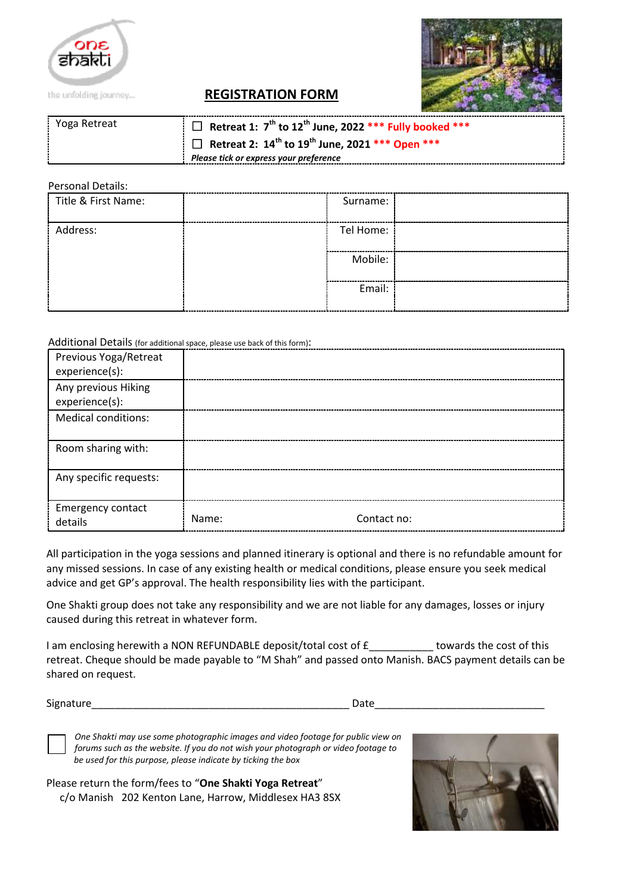one shakti

the unfolding journey...

# REGISTRATION FORM

| | |
|---|---|
| Yoga Retreat | ☐ **Retreat 1: 7th to 12th June, 2022 \*\*\* Fully booked \*\*\***<br>☐ **Retreat 2: 14th to 19th June, 2021 \*\*\* Open \*\*\***<br>***Please tick or express your preference*** |

Personal Details:

| | | | |
|---|---|---|---|
| Title & First Name: | | Surname: | |
| Address: | | Tel Home: | |
| | | Mobile: | |
| | | Email: | |

Additional Details (for additional space, please use back of this form):

| | | |
|---|---|---|
| Previous Yoga/Retreat experience(s): | | |
| Any previous Hiking experience(s): | | |
| Medical conditions: | | |
| Room sharing with: | | |
| Any specific requests: | | |
| Emergency contact details | Name: | Contact no: |

All participation in the yoga sessions and planned itinerary is optional and there is no refundable amount for any missed sessions. In case of any existing health or medical conditions, please ensure you seek medical advice and get GP's approval. The health responsibility lies with the participant.

One Shakti group does not take any responsibility and we are not liable for any damages, losses or injury caused during this retreat in whatever form.

I am enclosing herewith a NON REFUNDABLE deposit/total cost of £___________ towards the cost of this retreat. Cheque should be made payable to "M Shah" and passed onto Manish. BACS payment details can be shared on request.

Signature_____________________________________________ Date_____________________________

☐ *One Shakti may use some photographic images and video footage for public view on forums such as the website. If you do not wish your photograph or video footage to be used for this purpose, please indicate by ticking the box*

Please return the form/fees to "**One Shakti Yoga Retreat**"
c/o Manish 202 Kenton Lane, Harrow, Middlesex HA3 8SX